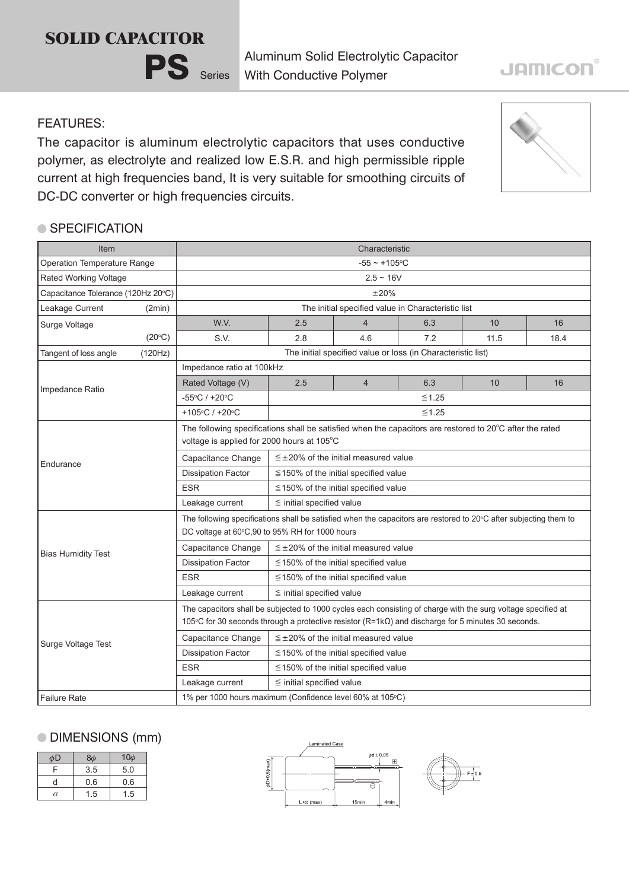# SOLID CAPACITOR

# PS Series

Aluminum Solid Electrolytic Capacitor
With Conductive Polymer

JAMICON

## FEATURES:

The capacitor is aluminum electrolytic capacitors that uses conductive polymer, as electrolyte and realized low E.S.R. and high permissible ripple current at high frequencies band, It is very suitable for smoothing circuits of DC-DC converter or high frequencies circuits.

## SPECIFICATION

| Item | Characteristic | | | | | |
|---|---|---|---|---|---|---|
| Operation Temperature Range | -55 ~ +105°C | | | | | |
| Rated Working Voltage | 2.5 ~ 16V | | | | | |
| Capacitance Tolerance (120Hz 20°C) | ±20% | | | | | |
| Leakage Current (2min) | The initial specified value in Characteristic list | | | | | |
| Surge Voltage | W.V. | 2.5 | 4 | 6.3 | 10 | 16 |
| (20°C) | S.V. | 2.8 | 4.6 | 7.2 | 11.5 | 18.4 |
| Tangent of loss angle (120Hz) | The initial specified value or loss (in Characteristic list) | | | | | |
| Impedance Ratio | Impedance ratio at 100kHz | | | | | |
| | Rated Voltage (V) | 2.5 | 4 | 6.3 | 10 | 16 |
| | -55°C / +20°C | ≦1.25 | | | | |
| | +105°C / +20°C | ≦1.25 | | | | |
| Endurance | The following specifications shall be satisfied when the capacitors are restored to 20°C after the rated voltage is applied for 2000 hours at 105°C | | | | | |
| | Capacitance Change | ≦±20% of the initial measured value | | | | |
| | Dissipation Factor | ≦150% of the initial specified value | | | | |
| | ESR | ≦150% of the initial specified value | | | | |
| | Leakage current | ≦ initial specified value | | | | |
| Bias Humidity Test | The following specifications shall be satisfied when the capacitors are restored to 20°C after subjecting them to DC voltage at 60°C,90 to 95% RH for 1000 hours | | | | | |
| | Capacitance Change | ≦±20% of the initial measured value | | | | |
| | Dissipation Factor | ≦150% of the initial specified value | | | | |
| | ESR | ≦150% of the initial specified value | | | | |
| | Leakage current | ≦ initial specified value | | | | |
| Surge Voltage Test | The capacitors shall be subjected to 1000 cycles each consisting of charge with the surg voltage specified at 105°C for 30 seconds through a protective resistor (R=1kΩ) and discharge for 5 minutes 30 seconds. | | | | | |
| | Capacitance Change | ≦±20% of the initial measured value | | | | |
| | Dissipation Factor | ≦150% of the initial specified value | | | | |
| | ESR | ≦150% of the initial specified value | | | | |
| | Leakage current | ≦ initial specified value | | | | |
| Failure Rate | 1% per 1000 hours maximum (Confidence level 60% at 105°C) | | | | | |

## DIMENSIONS (mm)

| φD | 8φ | 10φ |
|---|---|---|
| F | 3.5 | 5.0 |
| d | 0.6 | 0.6 |
| α | 1.5 | 1.5 |

Laminated Case

φd ± 0.05

φD+0.5(max)

L+α (max) 15min 4min

F ± 0.5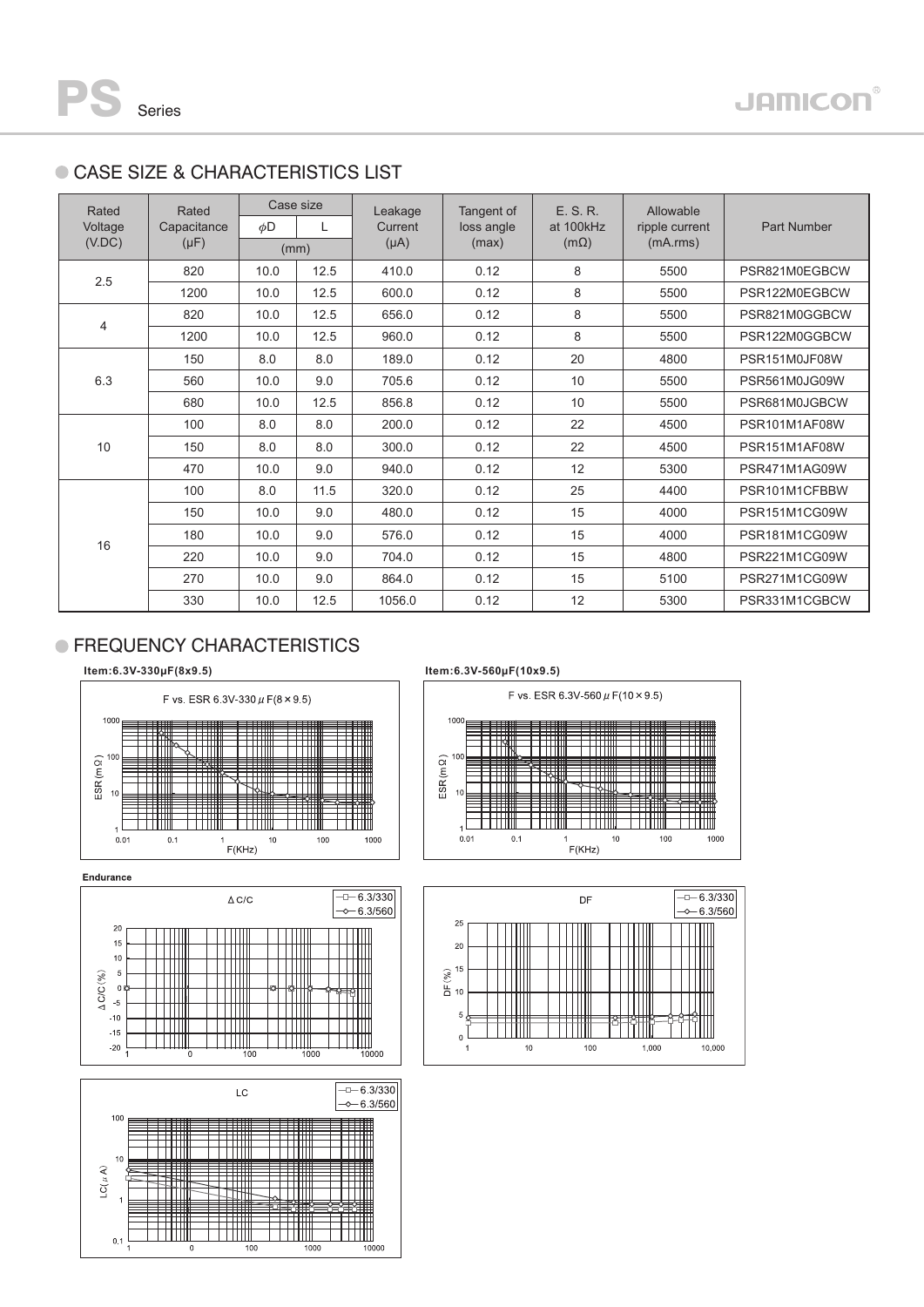# PS Series

## CASE SIZE & CHARACTERISTICS LIST

| Rated Voltage (V.DC) | Rated Capacitance (μF) | Case size φD (mm) | Case size L (mm) | Leakage Current (μA) | Tangent of loss angle (max) | E. S. R. at 100kHz (mΩ) | Allowable ripple current (mA.rms) | Part Number |
|---|---|---|---|---|---|---|---|---|
| 2.5 | 820 | 10.0 | 12.5 | 410.0 | 0.12 | 8 | 5500 | PSR821M0EGBCW |
| | 1200 | 10.0 | 12.5 | 600.0 | 0.12 | 8 | 5500 | PSR122M0EGBCW |
| 4 | 820 | 10.0 | 12.5 | 656.0 | 0.12 | 8 | 5500 | PSR821M0GGBCW |
| | 1200 | 10.0 | 12.5 | 960.0 | 0.12 | 8 | 5500 | PSR122M0GGBCW |
| 6.3 | 150 | 8.0 | 8.0 | 189.0 | 0.12 | 20 | 4800 | PSR151M0JF08W |
| | 560 | 10.0 | 9.0 | 705.6 | 0.12 | 10 | 5500 | PSR561M0JG09W |
| | 680 | 10.0 | 12.5 | 856.8 | 0.12 | 10 | 5500 | PSR681M0JGBCW |
| 10 | 100 | 8.0 | 8.0 | 200.0 | 0.12 | 22 | 4500 | PSR101M1AF08W |
| | 150 | 8.0 | 8.0 | 300.0 | 0.12 | 22 | 4500 | PSR151M1AF08W |
| | 470 | 10.0 | 9.0 | 940.0 | 0.12 | 12 | 5300 | PSR471M1AG09W |
| 16 | 100 | 8.0 | 11.5 | 320.0 | 0.12 | 25 | 4400 | PSR101M1CFBBW |
| | 150 | 10.0 | 9.0 | 480.0 | 0.12 | 15 | 4000 | PSR151M1CG09W |
| | 180 | 10.0 | 9.0 | 576.0 | 0.12 | 15 | 4000 | PSR181M1CG09W |
| | 220 | 10.0 | 9.0 | 704.0 | 0.12 | 15 | 4800 | PSR221M1CG09W |
| | 270 | 10.0 | 9.0 | 864.0 | 0.12 | 15 | 5100 | PSR271M1CG09W |
| | 330 | 10.0 | 12.5 | 1056.0 | 0.12 | 12 | 5300 | PSR331M1CGBCW |

## FREQUENCY CHARACTERISTICS

**Item:6.3V-330μF(8x9.5)**

F vs. ESR 6.3V-330μF(8×9.5)

ESR (mΩ)

F(KHz)

**Item:6.3V-560μF(10x9.5)**

F vs. ESR 6.3V-560μF(10×9.5)

ESR (mΩ)

F(KHz)

**Endurance**

ΔC/C

6.3/330
6.3/560

ΔC/C (%)

DF

6.3/330
6.3/560

DF (%)

LC

6.3/330
6.3/560

LC(μA)